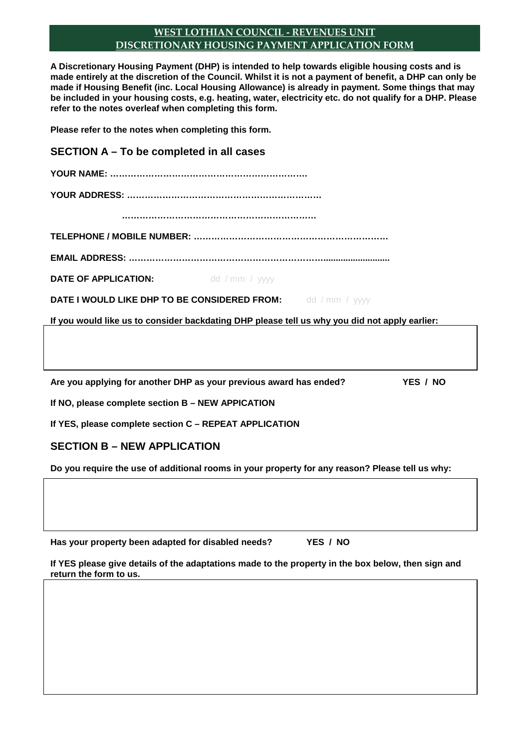# WEST LOTHIAN COUNCIL - REVENUES UNIT
# DISCRETIONARY HOUSING PAYMENT APPLICATION FORM

**A Discretionary Housing Payment (DHP) is intended to help towards eligible housing costs and is made entirely at the discretion of the Council. Whilst it is not a payment of benefit, a DHP can only be made if Housing Benefit (inc. Local Housing Allowance) is already in payment. Some things that may be included in your housing costs, e.g. heating, water, electricity etc. do not qualify for a DHP. Please refer to the notes overleaf when completing this form.**

**Please refer to the notes when completing this form.**

## SECTION A – To be completed in all cases

**YOUR NAME:** ………………………………………………………….

**YOUR ADDRESS:** …………………………………………………………

…………………………………………………………

**TELEPHONE / MOBILE NUMBER:** ………………………………………………………….

**EMAIL ADDRESS:** …………………………………………………………...........................

**DATE OF APPLICATION:** dd / mm / yyyy

**DATE I WOULD LIKE DHP TO BE CONSIDERED FROM:** dd / mm / yyyy

**If you would like us to consider backdating DHP please tell us why you did not apply earlier:**

| |
|---|
| |

**Are you applying for another DHP as your previous award has ended?** **YES / NO**

**If NO, please complete section B – NEW APPICATION**

**If YES, please complete section C – REPEAT APPLICATION**

## SECTION B – NEW APPLICATION

**Do you require the use of additional rooms in your property for any reason? Please tell us why:**

| |
|---|
| |

**Has your property been adapted for disabled needs?** **YES / NO**

**If YES please give details of the adaptations made to the property in the box below, then sign and return the form to us.**

| |
|---|
| |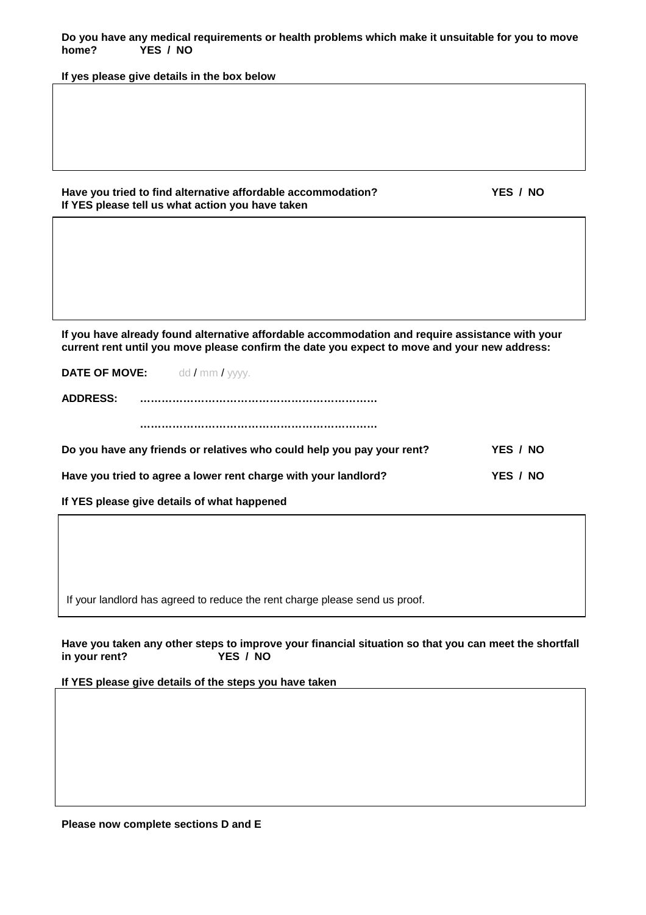**Do you have any medical requirements or health problems which make it unsuitable for you to move home?  YES / NO**

**If yes please give details in the box below**

|  |
|---|
|  |

**Have you tried to find alternative affordable accommodation?  YES / NO**
**If YES please tell us what action you have taken**

|  |
|---|
|  |

**If you have already found alternative affordable accommodation and require assistance with your current rent until you move please confirm the date you expect to move and your new address:**

**DATE OF MOVE:** dd / mm / yyyy.

**ADDRESS:** ……………………………………………………….

……………………………………………………….

**Do you have any friends or relatives who could help you pay your rent?  YES / NO**

**Have you tried to agree a lower rent charge with your landlord?  YES / NO**

**If YES please give details of what happened**

|  |
|---|
| If your landlord has agreed to reduce the rent charge please send us proof. |

**Have you taken any other steps to improve your financial situation so that you can meet the shortfall in your rent?  YES / NO**

**If YES please give details of the steps you have taken**

|  |
|---|
|  |

**Please now complete sections D and E**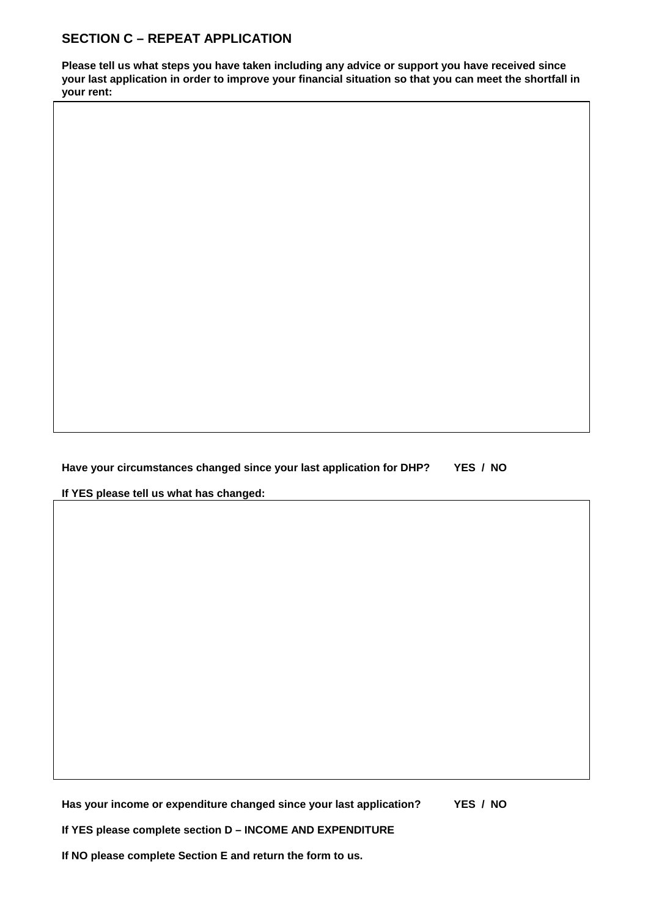## SECTION C – REPEAT APPLICATION

**Please tell us what steps you have taken including any advice or support you have received since your last application in order to improve your financial situation so that you can meet the shortfall in your rent:**

|   |
|---|
|   |

**Have your circumstances changed since your last application for DHP? YES / NO**

**If YES please tell us what has changed:**

|   |
|---|
|   |

**Has your income or expenditure changed since your last application? YES / NO**

**If YES please complete section D – INCOME AND EXPENDITURE**

**If NO please complete Section E and return the form to us.**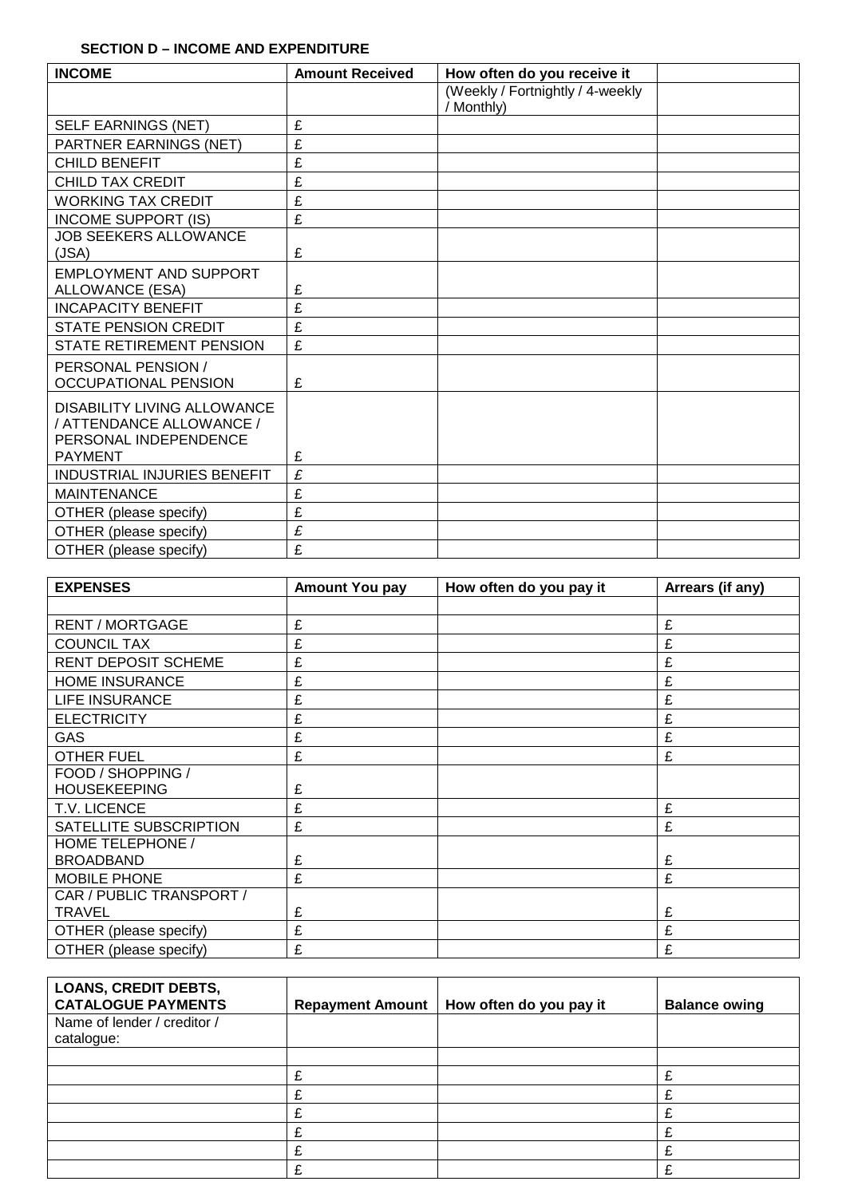**SECTION D – INCOME AND EXPENDITURE**

| INCOME | Amount Received | How often do you receive it | |
|---|---|---|---|
| | | (Weekly / Fortnightly / 4-weekly / Monthly) | |
| SELF EARNINGS (NET) | £ | | |
| PARTNER EARNINGS (NET) | £ | | |
| CHILD BENEFIT | £ | | |
| CHILD TAX CREDIT | £ | | |
| WORKING TAX CREDIT | £ | | |
| INCOME SUPPORT (IS) | £ | | |
| JOB SEEKERS ALLOWANCE (JSA) | £ | | |
| EMPLOYMENT AND SUPPORT ALLOWANCE (ESA) | £ | | |
| INCAPACITY BENEFIT | £ | | |
| STATE PENSION CREDIT | £ | | |
| STATE RETIREMENT PENSION | £ | | |
| PERSONAL PENSION / OCCUPATIONAL PENSION | £ | | |
| DISABILITY LIVING ALLOWANCE / ATTENDANCE ALLOWANCE / PERSONAL INDEPENDENCE PAYMENT | £ | | |
| INDUSTRIAL INJURIES BENEFIT | £ | | |
| MAINTENANCE | £ | | |
| OTHER (please specify) | £ | | |
| OTHER (please specify) | £ | | |
| OTHER (please specify) | £ | | |

| EXPENSES | Amount You pay | How often do you pay it | Arrears (if any) |
|---|---|---|---|
| | | | |
| RENT / MORTGAGE | £ | | £ |
| COUNCIL TAX | £ | | £ |
| RENT DEPOSIT SCHEME | £ | | £ |
| HOME INSURANCE | £ | | £ |
| LIFE INSURANCE | £ | | £ |
| ELECTRICITY | £ | | £ |
| GAS | £ | | £ |
| OTHER FUEL | £ | | £ |
| FOOD / SHOPPING / HOUSEKEEPING | £ | | |
| T.V. LICENCE | £ | | £ |
| SATELLITE SUBSCRIPTION | £ | | £ |
| HOME TELEPHONE / BROADBAND | £ | | £ |
| MOBILE PHONE | £ | | £ |
| CAR / PUBLIC TRANSPORT / TRAVEL | £ | | £ |
| OTHER (please specify) | £ | | £ |
| OTHER (please specify) | £ | | £ |

| LOANS, CREDIT DEBTS, CATALOGUE PAYMENTS | Repayment Amount | How often do you pay it | Balance owing |
|---|---|---|---|
| Name of lender / creditor / catalogue: | | | |
| | | | |
| | £ | | £ |
| | £ | | £ |
| | £ | | £ |
| | £ | | £ |
| | £ | | £ |
| | £ | | £ |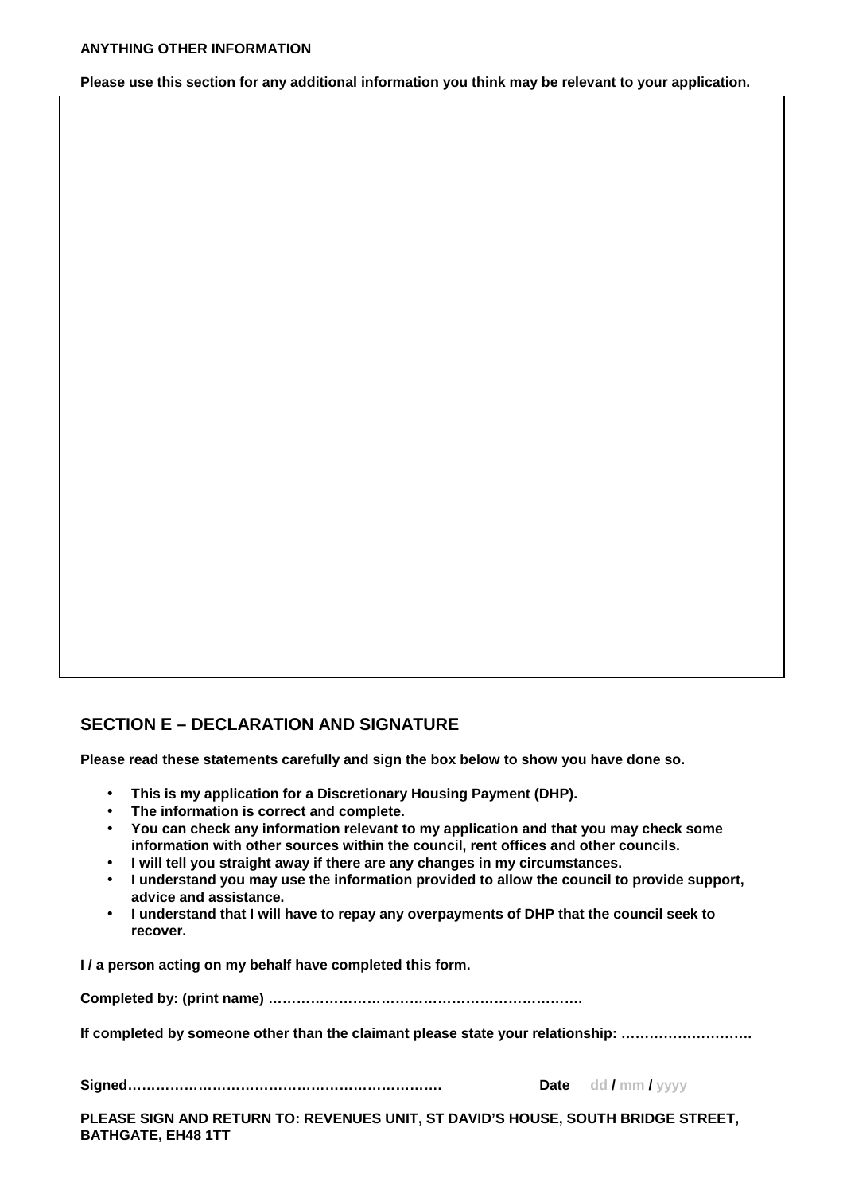**ANYTHING OTHER INFORMATION**

**Please use this section for any additional information you think may be relevant to your application.**

## SECTION E – DECLARATION AND SIGNATURE

**Please read these statements carefully and sign the box below to show you have done so.**

- **This is my application for a Discretionary Housing Payment (DHP).**
- **The information is correct and complete.**
- **You can check any information relevant to my application and that you may check some information with other sources within the council, rent offices and other councils.**
- **I will tell you straight away if there are any changes in my circumstances.**
- **I understand you may use the information provided to allow the council to provide support, advice and assistance.**
- **I understand that I will have to repay any overpayments of DHP that the council seek to recover.**

**I / a person acting on my behalf have completed this form.**

**Completed by: (print name) ………………………………………………………….**

**If completed by someone other than the claimant please state your relationship: ……………………….**

**Signed…………………………………………………………. Date** dd / mm / yyyy

**PLEASE SIGN AND RETURN TO: REVENUES UNIT, ST DAVID'S HOUSE, SOUTH BRIDGE STREET, BATHGATE, EH48 1TT**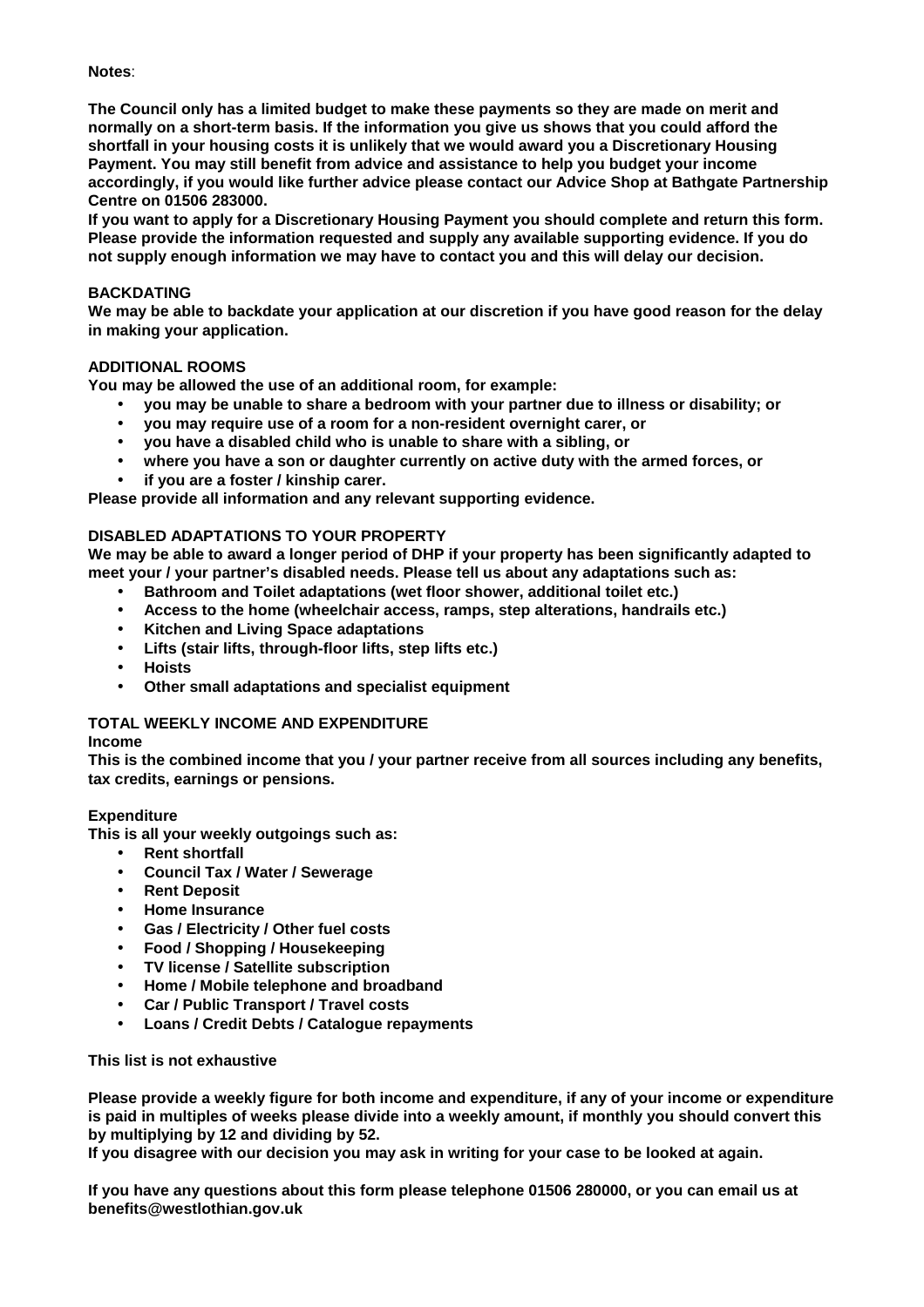**Notes**:

**The Council only has a limited budget to make these payments so they are made on merit and normally on a short-term basis. If the information you give us shows that you could afford the shortfall in your housing costs it is unlikely that we would award you a Discretionary Housing Payment. You may still benefit from advice and assistance to help you budget your income accordingly, if you would like further advice please contact our Advice Shop at Bathgate Partnership Centre on 01506 283000.**

**If you want to apply for a Discretionary Housing Payment you should complete and return this form. Please provide the information requested and supply any available supporting evidence. If you do not supply enough information we may have to contact you and this will delay our decision.**

**BACKDATING**

**We may be able to backdate your application at our discretion if you have good reason for the delay in making your application.**

**ADDITIONAL ROOMS**

**You may be allowed the use of an additional room, for example:**

- **you may be unable to share a bedroom with your partner due to illness or disability; or**
- **you may require use of a room for a non-resident overnight carer, or**
- **you have a disabled child who is unable to share with a sibling, or**
- **where you have a son or daughter currently on active duty with the armed forces, or**
- **if you are a foster / kinship carer.**

**Please provide all information and any relevant supporting evidence.**

**DISABLED ADAPTATIONS TO YOUR PROPERTY**

**We may be able to award a longer period of DHP if your property has been significantly adapted to meet your / your partner's disabled needs. Please tell us about any adaptations such as:**

- **Bathroom and Toilet adaptations (wet floor shower, additional toilet etc.)**
- **Access to the home (wheelchair access, ramps, step alterations, handrails etc.)**
- **Kitchen and Living Space adaptations**
- **Lifts (stair lifts, through-floor lifts, step lifts etc.)**
- **Hoists**
- **Other small adaptations and specialist equipment**

**TOTAL WEEKLY INCOME AND EXPENDITURE**

**Income**

**This is the combined income that you / your partner receive from all sources including any benefits, tax credits, earnings or pensions.**

**Expenditure**

**This is all your weekly outgoings such as:**

- **Rent shortfall**
- **Council Tax / Water / Sewerage**
- **Rent Deposit**
- **Home Insurance**
- **Gas / Electricity / Other fuel costs**
- **Food / Shopping / Housekeeping**
- **TV license / Satellite subscription**
- **Home / Mobile telephone and broadband**
- **Car / Public Transport / Travel costs**
- **Loans / Credit Debts / Catalogue repayments**

**This list is not exhaustive**

**Please provide a weekly figure for both income and expenditure, if any of your income or expenditure is paid in multiples of weeks please divide into a weekly amount, if monthly you should convert this by multiplying by 12 and dividing by 52.**

**If you disagree with our decision you may ask in writing for your case to be looked at again.**

**If you have any questions about this form please telephone 01506 280000, or you can email us at benefits@westlothian.gov.uk**